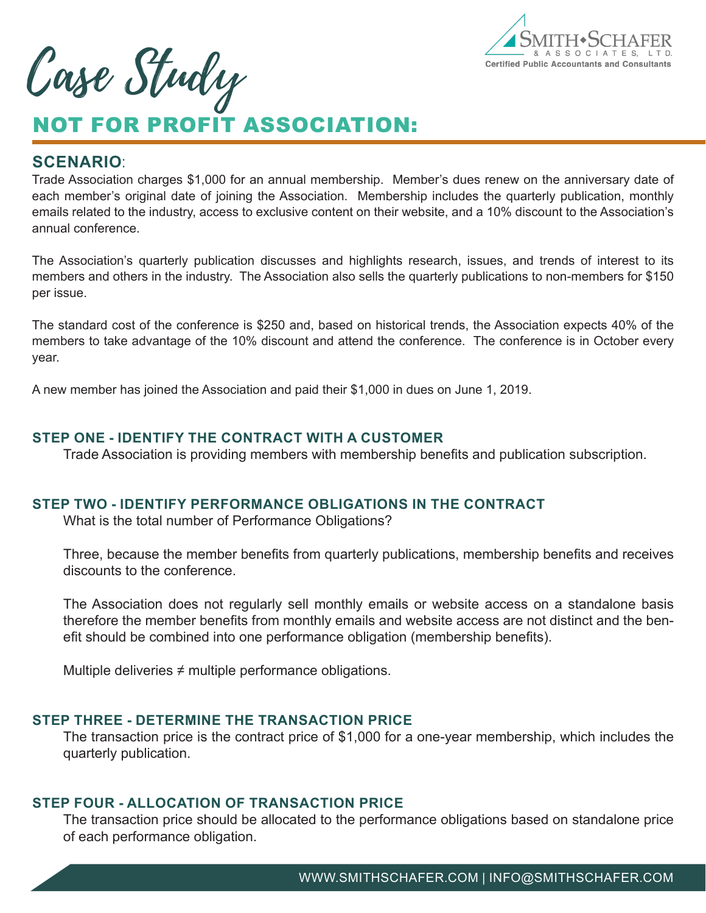# Case Study

## NOT FOR PROFIT ASSOCIATION:

### SCENARIO:

Trade Association charges $1,000 for an annual membership. Member's dues renew on the anniversary date of each member's original date of joining the Association. Membership includes the quarterly publication, monthly emails related to the industry, access to exclusive content on their website, and a 10% discount to the Association's annual conference.

The Association's quarterly publication discusses and highlights research, issues, and trends of interest to its members and others in the industry. The Association also sells the quarterly publications to non-members for $150 per issue.

The standard cost of the conference is $250 and, based on historical trends, the Association expects 40% of the members to take advantage of the 10% discount and attend the conference. The conference is in October every year.

A new member has joined the Association and paid their $1,000 in dues on June 1, 2019.

### STEP ONE - IDENTIFY THE CONTRACT WITH A CUSTOMER

Trade Association is providing members with membership benefits and publication subscription.

### STEP TWO - IDENTIFY PERFORMANCE OBLIGATIONS IN THE CONTRACT

What is the total number of Performance Obligations?

Three, because the member benefits from quarterly publications, membership benefits and receives discounts to the conference.

The Association does not regularly sell monthly emails or website access on a standalone basis therefore the member benefits from monthly emails and website access are not distinct and the benefit should be combined into one performance obligation (membership benefits).

Multiple deliveries ≠ multiple performance obligations.

### STEP THREE - DETERMINE THE TRANSACTION PRICE

The transaction price is the contract price of $1,000 for a one-year membership, which includes the quarterly publication.

### STEP FOUR - ALLOCATION OF TRANSACTION PRICE

The transaction price should be allocated to the performance obligations based on standalone price of each performance obligation.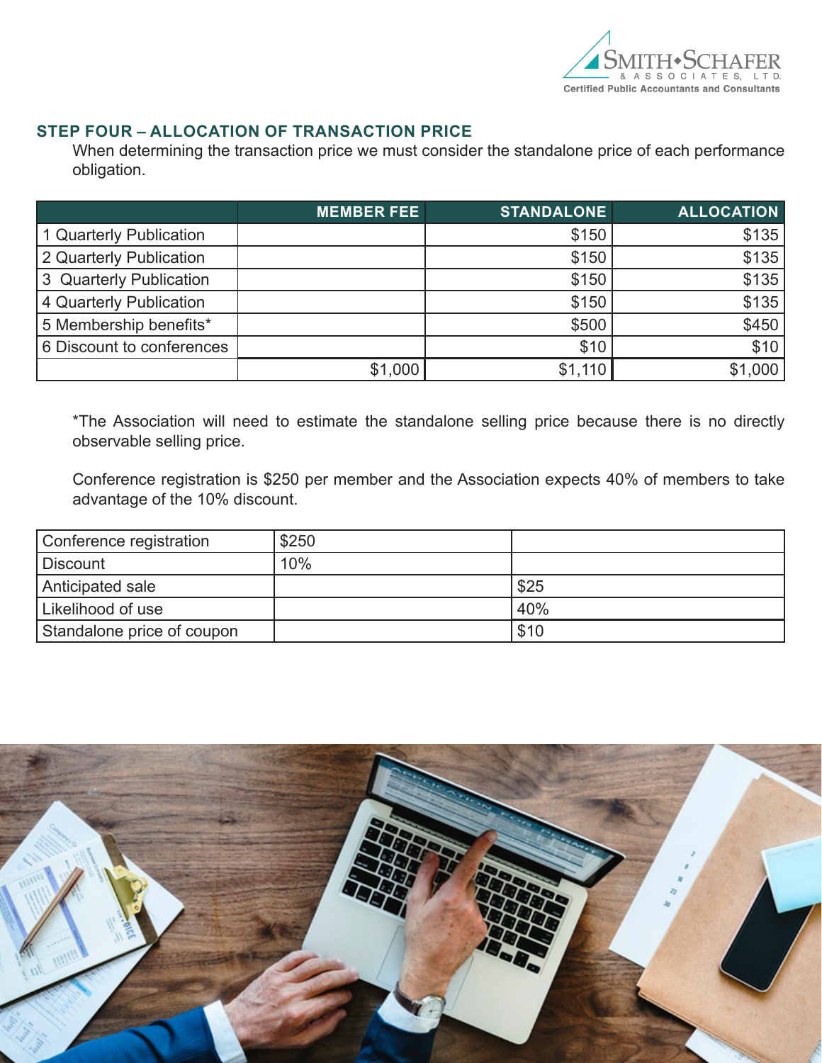## STEP FOUR – ALLOCATION OF TRANSACTION PRICE

When determining the transaction price we must consider the standalone price of each performance obligation.

| | MEMBER FEE | STANDALONE | ALLOCATION |
|---|---|---|---|
| 1 Quarterly Publication | | $150 | $135 |
| 2 Quarterly Publication | | $150 | $135 |
| 3 Quarterly Publication | | $150 | $135 |
| 4 Quarterly Publication | | $150 | $135 |
| 5 Membership benefits* | | $500 | $450 |
| 6 Discount to conferences | | $10 | $10 |
| | $1,000 | $1,110 | $1,000 |

*The Association will need to estimate the standalone selling price because there is no directly observable selling price.

Conference registration is $250 per member and the Association expects 40% of members to take advantage of the 10% discount.

| | | |
|---|---|---|
| Conference registration | $250 | |
| Discount | 10% | |
| Anticipated sale | | $25 |
| Likelihood of use | | 40% |
| Standalone price of coupon | | $10 |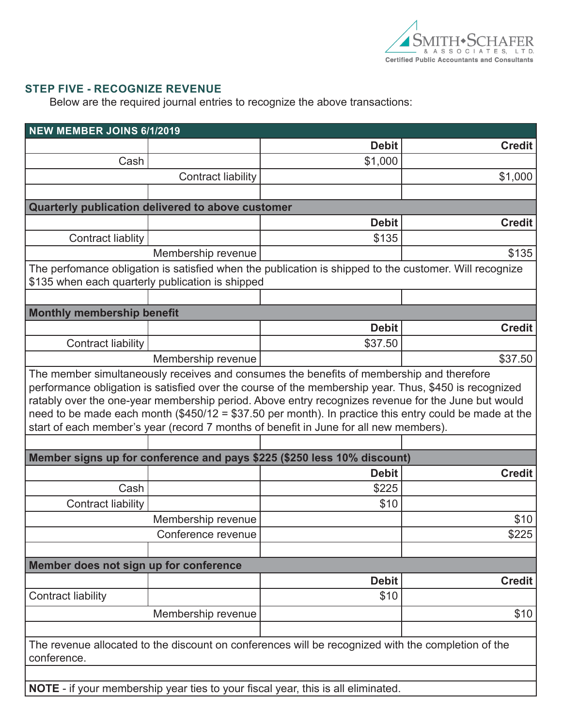## STEP FIVE - RECOGNIZE REVENUE

Below are the required journal entries to recognize the above transactions:

| NEW MEMBER JOINS 6/1/2019 | | | |
|---|---|---|---|
| | | Debit | Credit |
| Cash | | $1,000 | |
| | Contract liability | | $1,000 |
| | | | |
| **Quarterly publication delivered to above customer** | | | |
| | | Debit | Credit |
| Contract liablity | | $135 | |
| | Membership revenue | | $135 |
| The perfomance obligation is satisfied when the publication is shipped to the customer. Will recognize $135 when each quarterly publication is shipped | | | |
| | | | |
| **Monthly membership benefit** | | | |
| | | Debit | Credit |
| Contract liability | | $37.50 | |
| | Membership revenue | | $37.50 |
| The member simultaneously receives and consumes the benefits of membership and therefore performance obligation is satisfied over the course of the membership year. Thus, $450 is recognized ratably over the one-year membership period. Above entry recognizes revenue for the June but would need to be made each month ($450/12 = $37.50 per month). In practice this entry could be made at the start of each member's year (record 7 months of benefit in June for all new members). | | | |
| | | | |
| **Member signs up for conference and pays $225 ($250 less 10% discount)** | | | |
| | | Debit | Credit |
| Cash | | $225 | |
| Contract liability | | $10 | |
| | Membership revenue | | $10 |
| | Conference revenue | | $225 |
| | | | |
| **Member does not sign up for conference** | | | |
| | | Debit | Credit |
| Contract liability | | $10 | |
| | Membership revenue | | $10 |
| | | | |
| The revenue allocated to the discount on conferences will be recognized with the completion of the conference. | | | |
| | | | |
| **NOTE** - if your membership year ties to your fiscal year, this is all eliminated. | | | |